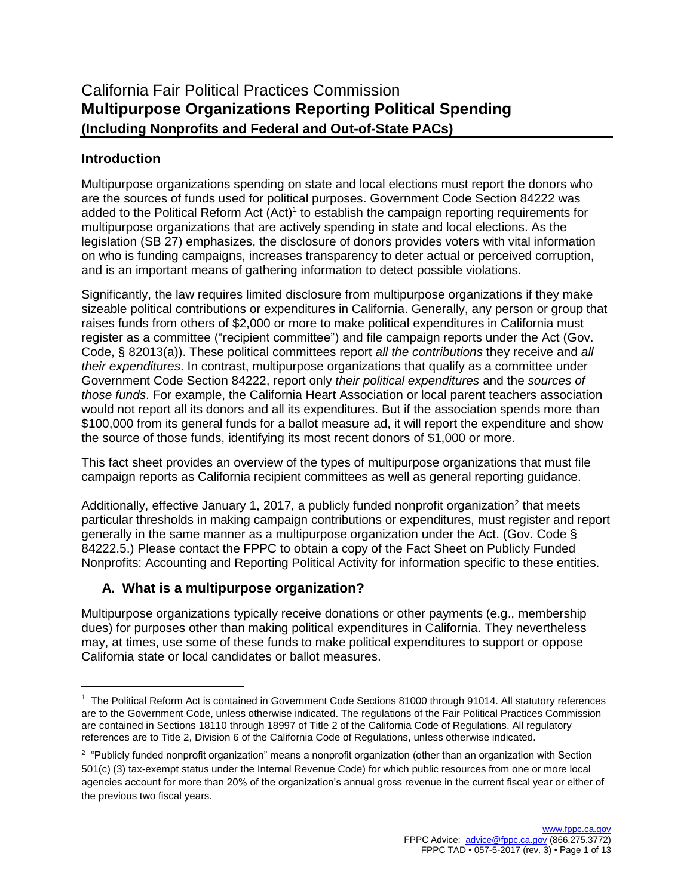# California Fair Political Practices Commission
## **Multipurpose Organizations Reporting Political Spending**
**(Including Nonprofits and Federal and Out-of-State PACs)**

### Introduction

Multipurpose organizations spending on state and local elections must report the donors who are the sources of funds used for political purposes. Government Code Section 84222 was added to the Political Reform Act (Act)[1] to establish the campaign reporting requirements for multipurpose organizations that are actively spending in state and local elections. As the legislation (SB 27) emphasizes, the disclosure of donors provides voters with vital information on who is funding campaigns, increases transparency to deter actual or perceived corruption, and is an important means of gathering information to detect possible violations.

Significantly, the law requires limited disclosure from multipurpose organizations if they make sizeable political contributions or expenditures in California. Generally, any person or group that raises funds from others of $2,000 or more to make political expenditures in California must register as a committee ("recipient committee") and file campaign reports under the Act (Gov. Code, § 82013(a)). These political committees report *all the contributions* they receive and *all their expenditures*. In contrast, multipurpose organizations that qualify as a committee under Government Code Section 84222, report only *their political expenditures* and the *sources of those funds*. For example, the California Heart Association or local parent teachers association would not report all its donors and all its expenditures. But if the association spends more than $100,000 from its general funds for a ballot measure ad, it will report the expenditure and show the source of those funds, identifying its most recent donors of $1,000 or more.

This fact sheet provides an overview of the types of multipurpose organizations that must file campaign reports as California recipient committees as well as general reporting guidance.

Additionally, effective January 1, 2017, a publicly funded nonprofit organization[2] that meets particular thresholds in making campaign contributions or expenditures, must register and report generally in the same manner as a multipurpose organization under the Act. (Gov. Code § 84222.5.) Please contact the FPPC to obtain a copy of the Fact Sheet on Publicly Funded Nonprofits: Accounting and Reporting Political Activity for information specific to these entities.

### A. What is a multipurpose organization?

Multipurpose organizations typically receive donations or other payments (e.g., membership dues) for purposes other than making political expenditures in California. They nevertheless may, at times, use some of these funds to make political expenditures to support or oppose California state or local candidates or ballot measures.

---

[1] The Political Reform Act is contained in Government Code Sections 81000 through 91014. All statutory references are to the Government Code, unless otherwise indicated. The regulations of the Fair Political Practices Commission are contained in Sections 18110 through 18997 of Title 2 of the California Code of Regulations. All regulatory references are to Title 2, Division 6 of the California Code of Regulations, unless otherwise indicated.

[2] "Publicly funded nonprofit organization" means a nonprofit organization (other than an organization with Section 501(c) (3) tax-exempt status under the Internal Revenue Code) for which public resources from one or more local agencies account for more than 20% of the organization's annual gross revenue in the current fiscal year or either of the previous two fiscal years.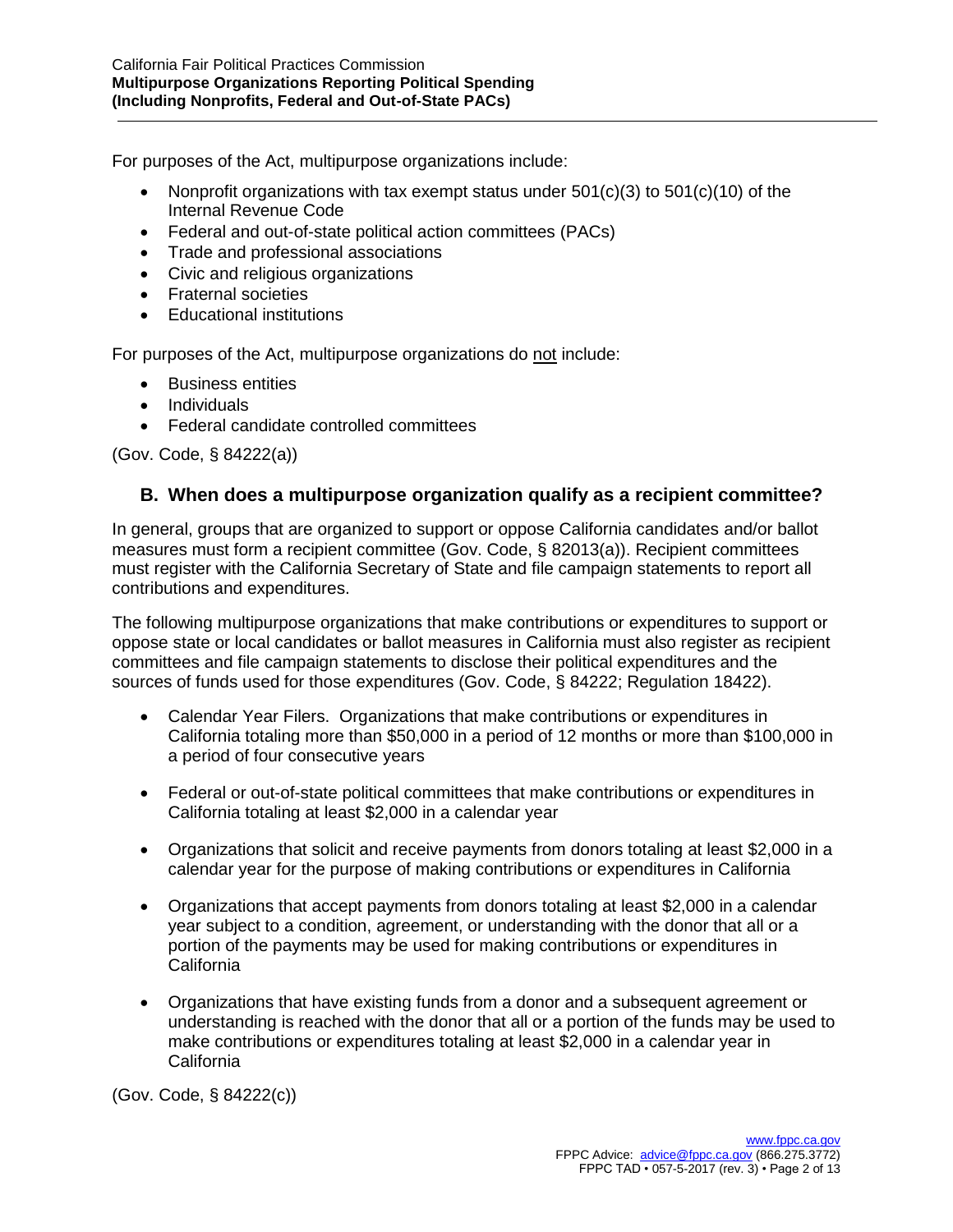For purposes of the Act, multipurpose organizations include:

- Nonprofit organizations with tax exempt status under 501(c)(3) to 501(c)(10) of the Internal Revenue Code
- Federal and out-of-state political action committees (PACs)
- Trade and professional associations
- Civic and religious organizations
- Fraternal societies
- Educational institutions

For purposes of the Act, multipurpose organizations do <u>not</u> include:

- Business entities
- Individuals
- Federal candidate controlled committees

(Gov. Code, § 84222(a))

### B. When does a multipurpose organization qualify as a recipient committee?

In general, groups that are organized to support or oppose California candidates and/or ballot measures must form a recipient committee (Gov. Code, § 82013(a)). Recipient committees must register with the California Secretary of State and file campaign statements to report all contributions and expenditures.

The following multipurpose organizations that make contributions or expenditures to support or oppose state or local candidates or ballot measures in California must also register as recipient committees and file campaign statements to disclose their political expenditures and the sources of funds used for those expenditures (Gov. Code, § 84222; Regulation 18422).

- Calendar Year Filers. Organizations that make contributions or expenditures in California totaling more than $50,000 in a period of 12 months or more than $100,000 in a period of four consecutive years

- Federal or out-of-state political committees that make contributions or expenditures in California totaling at least $2,000 in a calendar year

- Organizations that solicit and receive payments from donors totaling at least $2,000 in a calendar year for the purpose of making contributions or expenditures in California

- Organizations that accept payments from donors totaling at least $2,000 in a calendar year subject to a condition, agreement, or understanding with the donor that all or a portion of the payments may be used for making contributions or expenditures in California

- Organizations that have existing funds from a donor and a subsequent agreement or understanding is reached with the donor that all or a portion of the funds may be used to make contributions or expenditures totaling at least $2,000 in a calendar year in California

(Gov. Code, § 84222(c))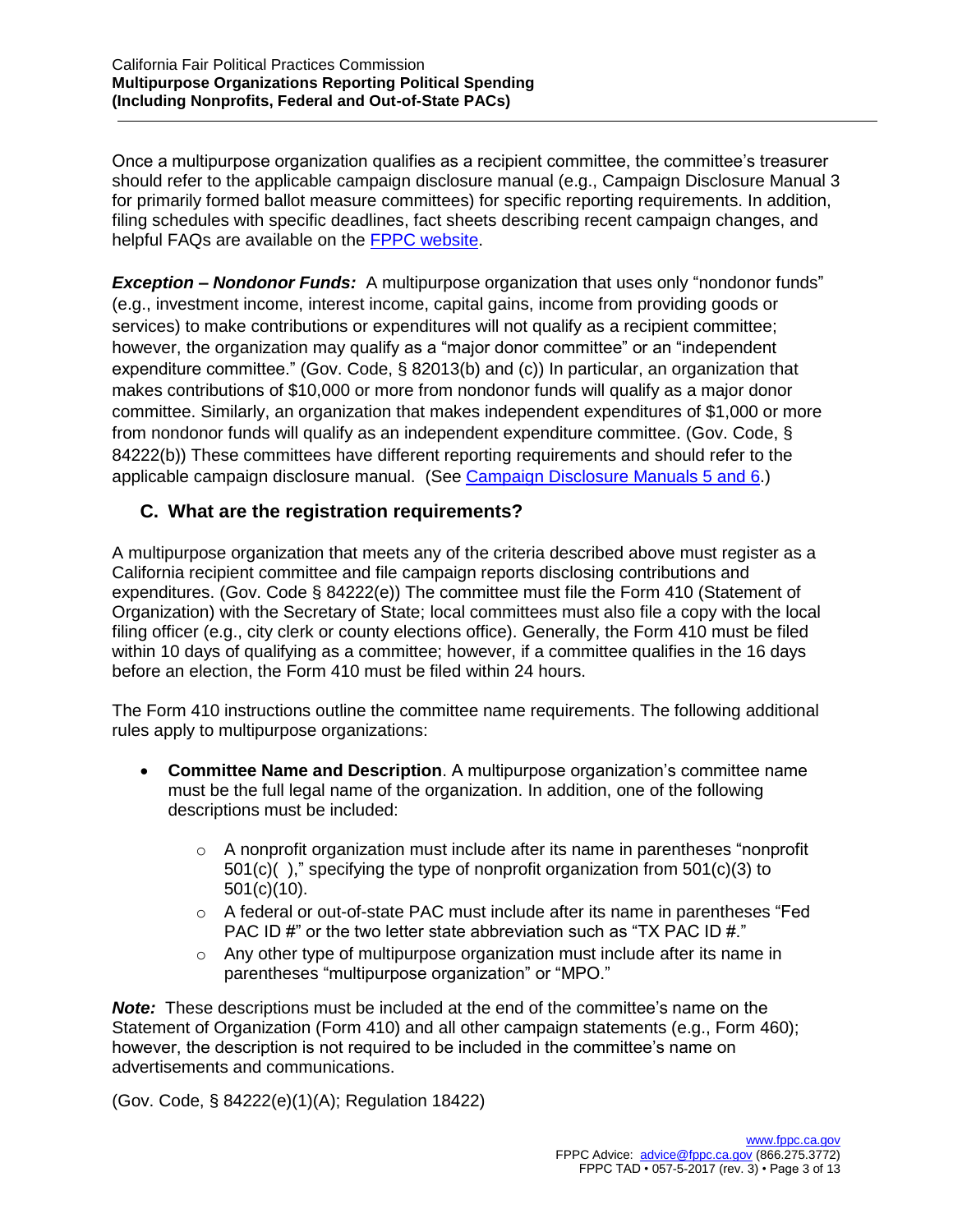Once a multipurpose organization qualifies as a recipient committee, the committee's treasurer should refer to the applicable campaign disclosure manual (e.g., Campaign Disclosure Manual 3 for primarily formed ballot measure committees) for specific reporting requirements. In addition, filing schedules with specific deadlines, fact sheets describing recent campaign changes, and helpful FAQs are available on the [FPPC website](http://www.fppc.ca.gov).

***Exception – Nondonor Funds:*** A multipurpose organization that uses only "nondonor funds" (e.g., investment income, interest income, capital gains, income from providing goods or services) to make contributions or expenditures will not qualify as a recipient committee; however, the organization may qualify as a "major donor committee" or an "independent expenditure committee." (Gov. Code, § 82013(b) and (c)) In particular, an organization that makes contributions of $10,000 or more from nondonor funds will qualify as a major donor committee. Similarly, an organization that makes independent expenditures of $1,000 or more from nondonor funds will qualify as an independent expenditure committee. (Gov. Code, § 84222(b)) These committees have different reporting requirements and should refer to the applicable campaign disclosure manual. (See [Campaign Disclosure Manuals 5 and 6](http://www.fppc.ca.gov).)

## C. What are the registration requirements?

A multipurpose organization that meets any of the criteria described above must register as a California recipient committee and file campaign reports disclosing contributions and expenditures. (Gov. Code § 84222(e)) The committee must file the Form 410 (Statement of Organization) with the Secretary of State; local committees must also file a copy with the local filing officer (e.g., city clerk or county elections office). Generally, the Form 410 must be filed within 10 days of qualifying as a committee; however, if a committee qualifies in the 16 days before an election, the Form 410 must be filed within 24 hours.

The Form 410 instructions outline the committee name requirements. The following additional rules apply to multipurpose organizations:

- **Committee Name and Description**. A multipurpose organization's committee name must be the full legal name of the organization. In addition, one of the following descriptions must be included:
  - A nonprofit organization must include after its name in parentheses "nonprofit 501(c)( )," specifying the type of nonprofit organization from 501(c)(3) to 501(c)(10).
  - A federal or out-of-state PAC must include after its name in parentheses "Fed PAC ID #" or the two letter state abbreviation such as "TX PAC ID #."
  - Any other type of multipurpose organization must include after its name in parentheses "multipurpose organization" or "MPO."

***Note:*** These descriptions must be included at the end of the committee's name on the Statement of Organization (Form 410) and all other campaign statements (e.g., Form 460); however, the description is not required to be included in the committee's name on advertisements and communications.

(Gov. Code, § 84222(e)(1)(A); Regulation 18422)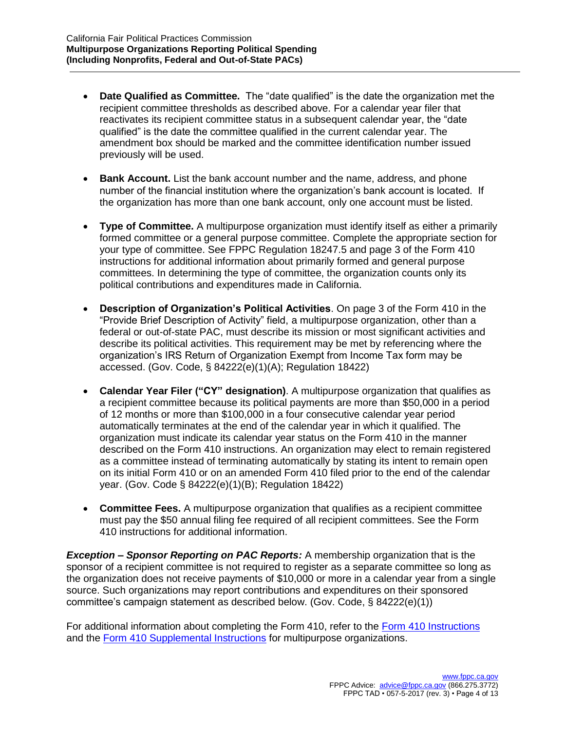- **Date Qualified as Committee.** The "date qualified" is the date the organization met the recipient committee thresholds as described above. For a calendar year filer that reactivates its recipient committee status in a subsequent calendar year, the "date qualified" is the date the committee qualified in the current calendar year. The amendment box should be marked and the committee identification number issued previously will be used.

- **Bank Account.** List the bank account number and the name, address, and phone number of the financial institution where the organization's bank account is located. If the organization has more than one bank account, only one account must be listed.

- **Type of Committee.** A multipurpose organization must identify itself as either a primarily formed committee or a general purpose committee. Complete the appropriate section for your type of committee. See FPPC Regulation 18247.5 and page 3 of the Form 410 instructions for additional information about primarily formed and general purpose committees. In determining the type of committee, the organization counts only its political contributions and expenditures made in California.

- **Description of Organization's Political Activities**. On page 3 of the Form 410 in the "Provide Brief Description of Activity" field, a multipurpose organization, other than a federal or out-of-state PAC, must describe its mission or most significant activities and describe its political activities. This requirement may be met by referencing where the organization's IRS Return of Organization Exempt from Income Tax form may be accessed. (Gov. Code, § 84222(e)(1)(A); Regulation 18422)

- **Calendar Year Filer ("CY" designation)**. A multipurpose organization that qualifies as a recipient committee because its political payments are more than $50,000 in a period of 12 months or more than $100,000 in a four consecutive calendar year period automatically terminates at the end of the calendar year in which it qualified. The organization must indicate its calendar year status on the Form 410 in the manner described on the Form 410 instructions. An organization may elect to remain registered as a committee instead of terminating automatically by stating its intent to remain open on its initial Form 410 or on an amended Form 410 filed prior to the end of the calendar year. (Gov. Code § 84222(e)(1)(B); Regulation 18422)

- **Committee Fees.** A multipurpose organization that qualifies as a recipient committee must pay the $50 annual filing fee required of all recipient committees. See the Form 410 instructions for additional information.

***Exception – Sponsor Reporting on PAC Reports:*** A membership organization that is the sponsor of a recipient committee is not required to register as a separate committee so long as the organization does not receive payments of $10,000 or more in a calendar year from a single source. Such organizations may report contributions and expenditures on their sponsored committee's campaign statement as described below. (Gov. Code, § 84222(e)(1))

For additional information about completing the Form 410, refer to the Form 410 Instructions and the Form 410 Supplemental Instructions for multipurpose organizations.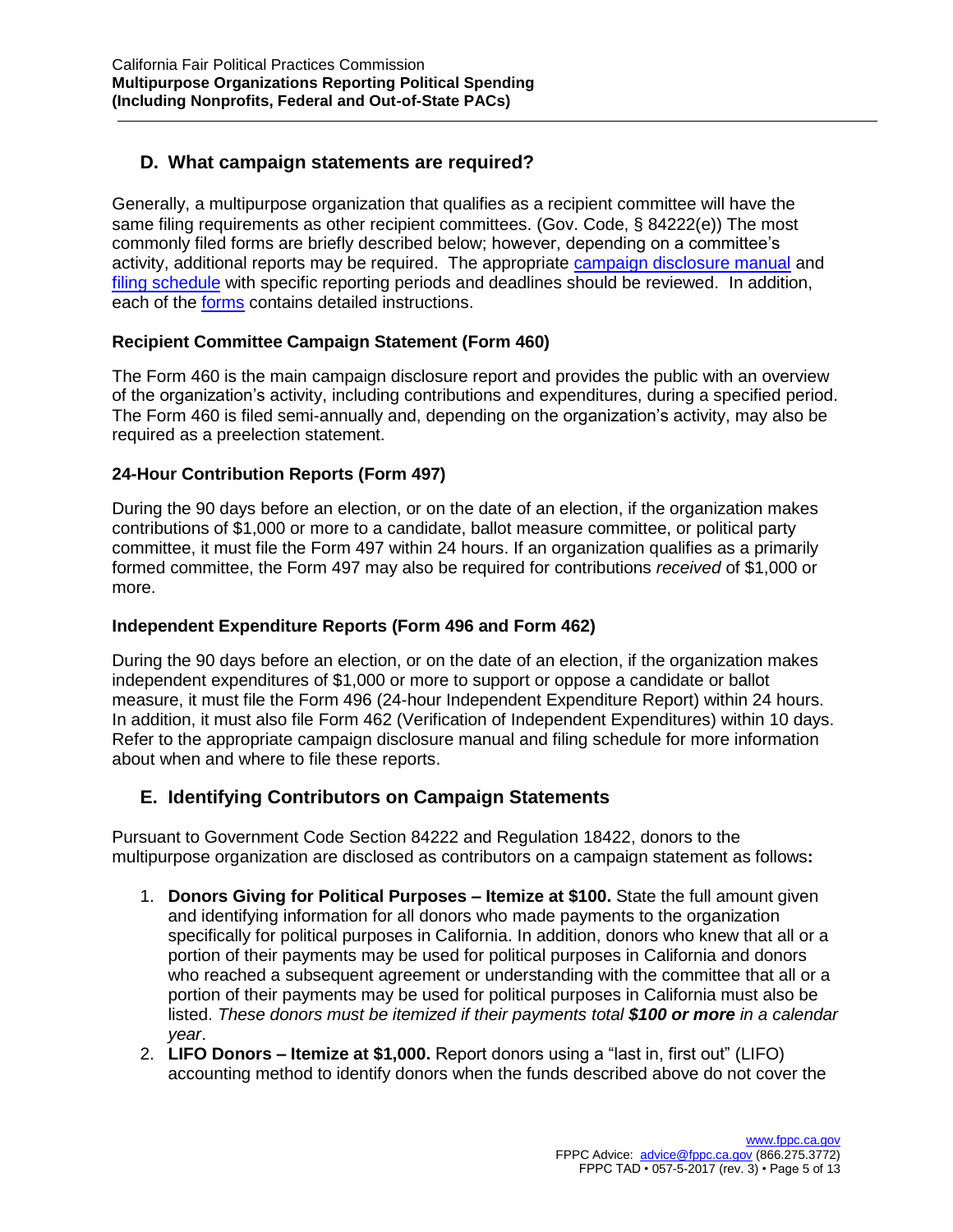## D. What campaign statements are required?

Generally, a multipurpose organization that qualifies as a recipient committee will have the same filing requirements as other recipient committees. (Gov. Code, § 84222(e)) The most commonly filed forms are briefly described below; however, depending on a committee's activity, additional reports may be required. The appropriate campaign disclosure manual and filing schedule with specific reporting periods and deadlines should be reviewed. In addition, each of the forms contains detailed instructions.

### Recipient Committee Campaign Statement (Form 460)

The Form 460 is the main campaign disclosure report and provides the public with an overview of the organization's activity, including contributions and expenditures, during a specified period. The Form 460 is filed semi-annually and, depending on the organization's activity, may also be required as a preelection statement.

### 24-Hour Contribution Reports (Form 497)

During the 90 days before an election, or on the date of an election, if the organization makes contributions of $1,000 or more to a candidate, ballot measure committee, or political party committee, it must file the Form 497 within 24 hours. If an organization qualifies as a primarily formed committee, the Form 497 may also be required for contributions *received* of $1,000 or more.

### Independent Expenditure Reports (Form 496 and Form 462)

During the 90 days before an election, or on the date of an election, if the organization makes independent expenditures of $1,000 or more to support or oppose a candidate or ballot measure, it must file the Form 496 (24-hour Independent Expenditure Report) within 24 hours. In addition, it must also file Form 462 (Verification of Independent Expenditures) within 10 days. Refer to the appropriate campaign disclosure manual and filing schedule for more information about when and where to file these reports.

## E. Identifying Contributors on Campaign Statements

Pursuant to Government Code Section 84222 and Regulation 18422, donors to the multipurpose organization are disclosed as contributors on a campaign statement as follows**:**

1. **Donors Giving for Political Purposes – Itemize at $100.** State the full amount given and identifying information for all donors who made payments to the organization specifically for political purposes in California. In addition, donors who knew that all or a portion of their payments may be used for political purposes in California and donors who reached a subsequent agreement or understanding with the committee that all or a portion of their payments may be used for political purposes in California must also be listed. *These donors must be itemized if their payments total **$100 or more** in a calendar year*.
2. **LIFO Donors – Itemize at $1,000.** Report donors using a "last in, first out" (LIFO) accounting method to identify donors when the funds described above do not cover the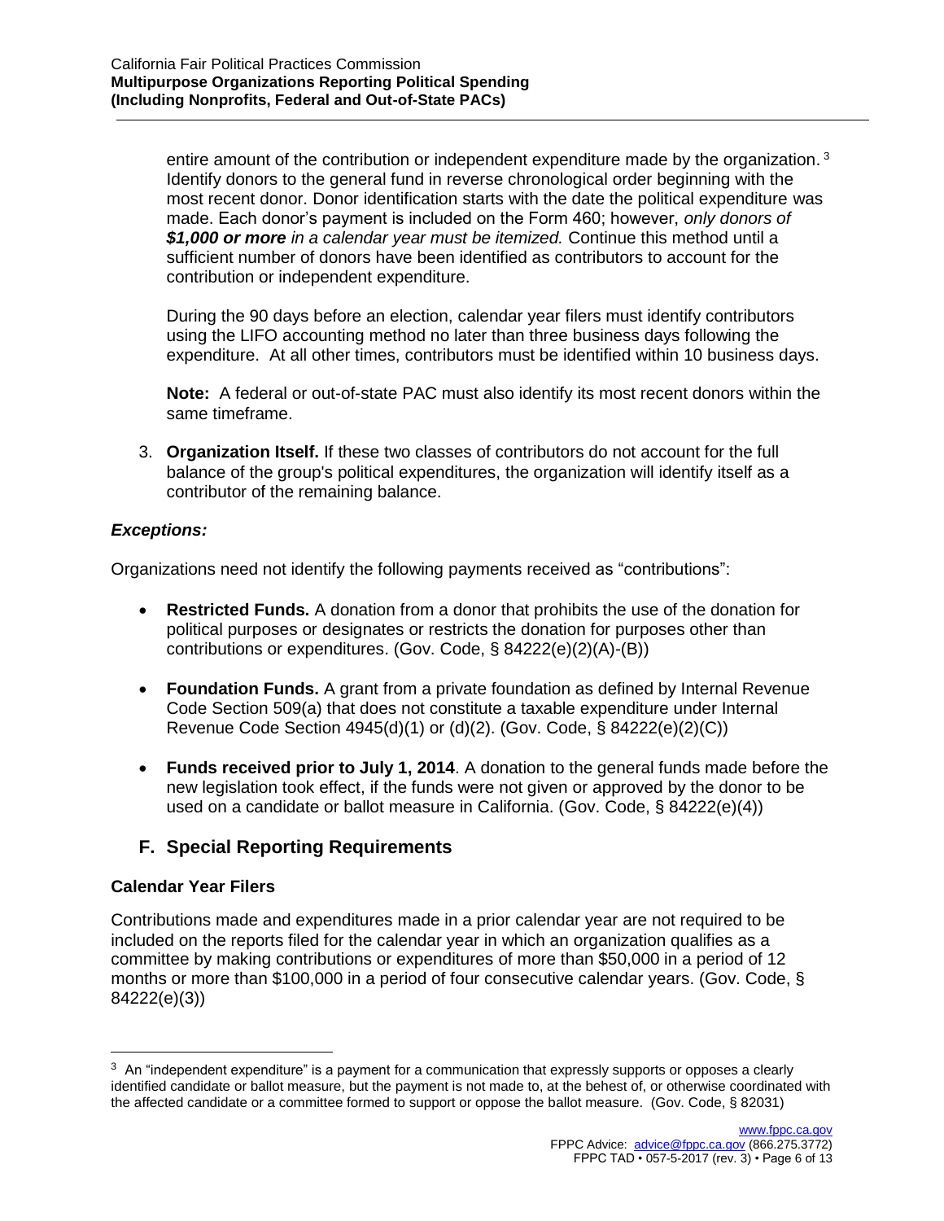entire amount of the contribution or independent expenditure made by the organization.[3] Identify donors to the general fund in reverse chronological order beginning with the most recent donor. Donor identification starts with the date the political expenditure was made. Each donor's payment is included on the Form 460; however, *only donors of **$1,000 or more** in a calendar year must be itemized.* Continue this method until a sufficient number of donors have been identified as contributors to account for the contribution or independent expenditure.

During the 90 days before an election, calendar year filers must identify contributors using the LIFO accounting method no later than three business days following the expenditure. At all other times, contributors must be identified within 10 business days.

**Note:** A federal or out-of-state PAC must also identify its most recent donors within the same timeframe.

3. **Organization Itself.** If these two classes of contributors do not account for the full balance of the group's political expenditures, the organization will identify itself as a contributor of the remaining balance.

### *Exceptions:*

Organizations need not identify the following payments received as "contributions":

- **Restricted Funds.** A donation from a donor that prohibits the use of the donation for political purposes or designates or restricts the donation for purposes other than contributions or expenditures. (Gov. Code, § 84222(e)(2)(A)-(B))
- **Foundation Funds.** A grant from a private foundation as defined by Internal Revenue Code Section 509(a) that does not constitute a taxable expenditure under Internal Revenue Code Section 4945(d)(1) or (d)(2). (Gov. Code, § 84222(e)(2)(C))
- **Funds received prior to July 1, 2014**. A donation to the general funds made before the new legislation took effect, if the funds were not given or approved by the donor to be used on a candidate or ballot measure in California. (Gov. Code, § 84222(e)(4))

## F. Special Reporting Requirements

### Calendar Year Filers

Contributions made and expenditures made in a prior calendar year are not required to be included on the reports filed for the calendar year in which an organization qualifies as a committee by making contributions or expenditures of more than $50,000 in a period of 12 months or more than $100,000 in a period of four consecutive calendar years. (Gov. Code, § 84222(e)(3))

---

[3] An "independent expenditure" is a payment for a communication that expressly supports or opposes a clearly identified candidate or ballot measure, but the payment is not made to, at the behest of, or otherwise coordinated with the affected candidate or a committee formed to support or oppose the ballot measure. (Gov. Code, § 82031)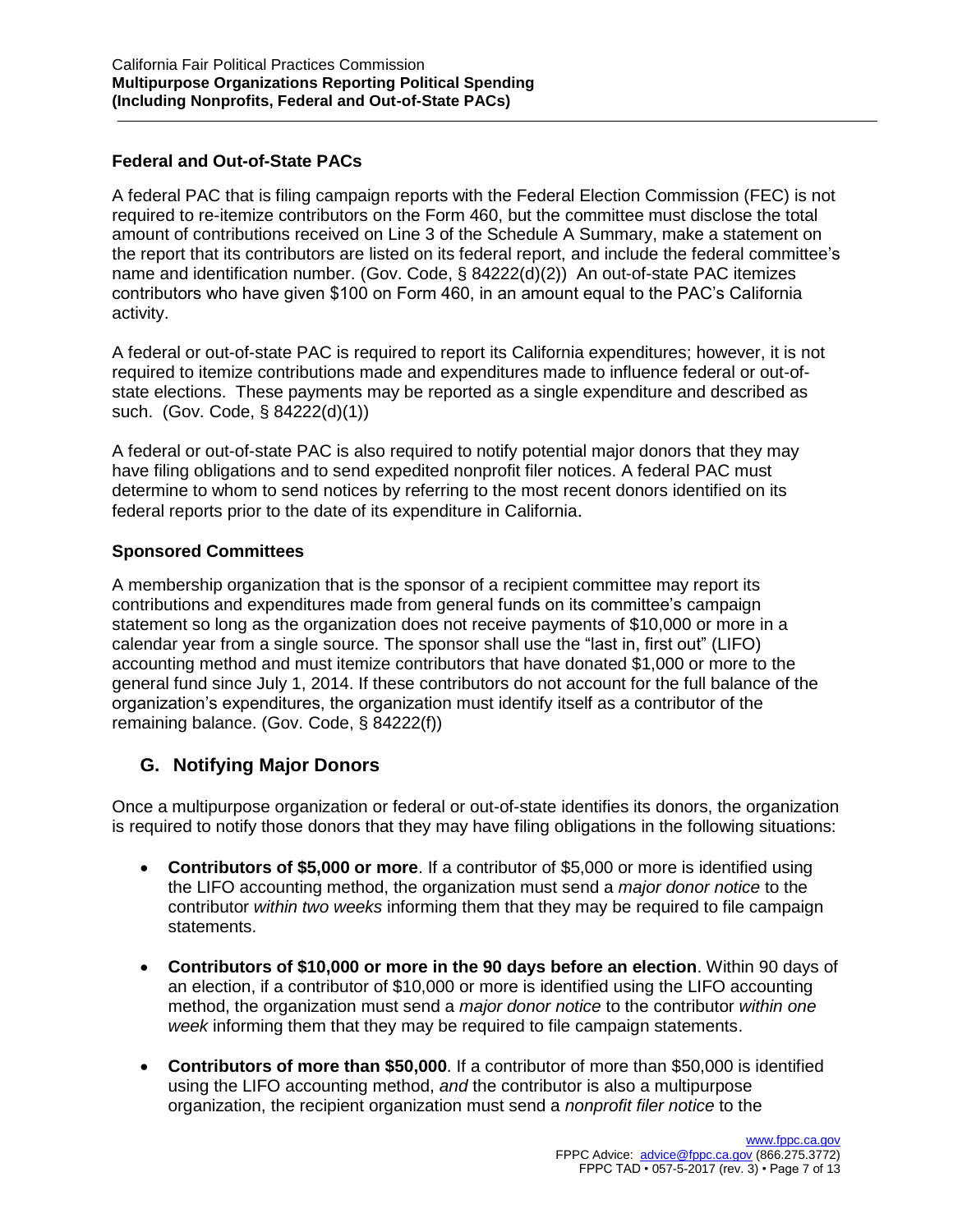### Federal and Out-of-State PACs

A federal PAC that is filing campaign reports with the Federal Election Commission (FEC) is not required to re-itemize contributors on the Form 460, but the committee must disclose the total amount of contributions received on Line 3 of the Schedule A Summary, make a statement on the report that its contributors are listed on its federal report, and include the federal committee's name and identification number. (Gov. Code, § 84222(d)(2)) An out-of-state PAC itemizes contributors who have given $100 on Form 460, in an amount equal to the PAC's California activity.

A federal or out-of-state PAC is required to report its California expenditures; however, it is not required to itemize contributions made and expenditures made to influence federal or out-of-state elections. These payments may be reported as a single expenditure and described as such. (Gov. Code, § 84222(d)(1))

A federal or out-of-state PAC is also required to notify potential major donors that they may have filing obligations and to send expedited nonprofit filer notices. A federal PAC must determine to whom to send notices by referring to the most recent donors identified on its federal reports prior to the date of its expenditure in California.

### Sponsored Committees

A membership organization that is the sponsor of a recipient committee may report its contributions and expenditures made from general funds on its committee's campaign statement so long as the organization does not receive payments of $10,000 or more in a calendar year from a single source. The sponsor shall use the "last in, first out" (LIFO) accounting method and must itemize contributors that have donated $1,000 or more to the general fund since July 1, 2014. If these contributors do not account for the full balance of the organization's expenditures, the organization must identify itself as a contributor of the remaining balance. (Gov. Code, § 84222(f))

## G. Notifying Major Donors

Once a multipurpose organization or federal or out-of-state identifies its donors, the organization is required to notify those donors that they may have filing obligations in the following situations:

- **Contributors of $5,000 or more**. If a contributor of $5,000 or more is identified using the LIFO accounting method, the organization must send a *major donor notice* to the contributor *within two weeks* informing them that they may be required to file campaign statements.
- **Contributors of $10,000 or more in the 90 days before an election**. Within 90 days of an election, if a contributor of $10,000 or more is identified using the LIFO accounting method, the organization must send a *major donor notice* to the contributor *within one week* informing them that they may be required to file campaign statements.
- **Contributors of more than $50,000**. If a contributor of more than $50,000 is identified using the LIFO accounting method, *and* the contributor is also a multipurpose organization, the recipient organization must send a *nonprofit filer notice* to the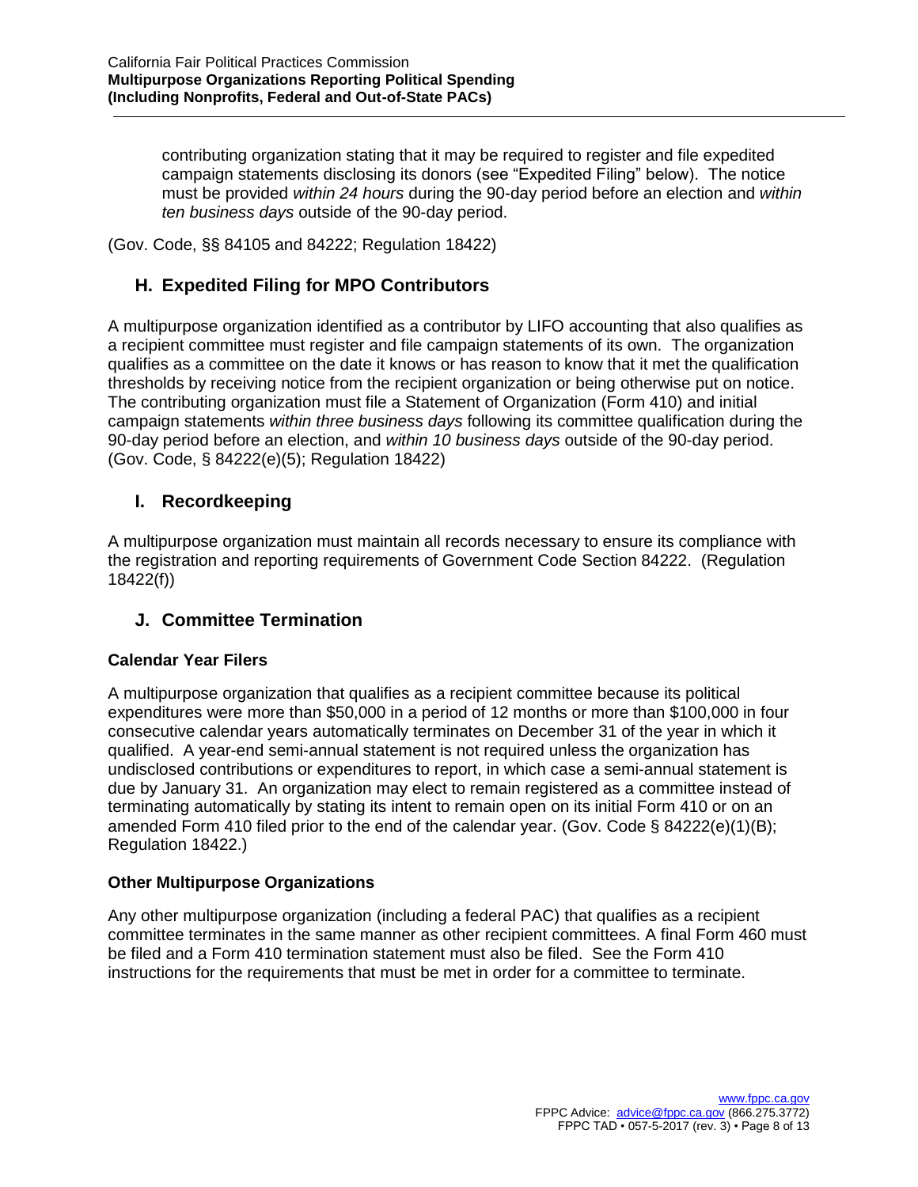contributing organization stating that it may be required to register and file expedited campaign statements disclosing its donors (see "Expedited Filing" below). The notice must be provided *within 24 hours* during the 90-day period before an election and *within ten business days* outside of the 90-day period.

(Gov. Code, §§ 84105 and 84222; Regulation 18422)

## H. Expedited Filing for MPO Contributors

A multipurpose organization identified as a contributor by LIFO accounting that also qualifies as a recipient committee must register and file campaign statements of its own. The organization qualifies as a committee on the date it knows or has reason to know that it met the qualification thresholds by receiving notice from the recipient organization or being otherwise put on notice. The contributing organization must file a Statement of Organization (Form 410) and initial campaign statements *within three business days* following its committee qualification during the 90-day period before an election, and *within 10 business days* outside of the 90-day period. (Gov. Code, § 84222(e)(5); Regulation 18422)

## I. Recordkeeping

A multipurpose organization must maintain all records necessary to ensure its compliance with the registration and reporting requirements of Government Code Section 84222. (Regulation 18422(f))

## J. Committee Termination

### Calendar Year Filers

A multipurpose organization that qualifies as a recipient committee because its political expenditures were more than $50,000 in a period of 12 months or more than $100,000 in four consecutive calendar years automatically terminates on December 31 of the year in which it qualified. A year-end semi-annual statement is not required unless the organization has undisclosed contributions or expenditures to report, in which case a semi-annual statement is due by January 31. An organization may elect to remain registered as a committee instead of terminating automatically by stating its intent to remain open on its initial Form 410 or on an amended Form 410 filed prior to the end of the calendar year. (Gov. Code § 84222(e)(1)(B); Regulation 18422.)

### Other Multipurpose Organizations

Any other multipurpose organization (including a federal PAC) that qualifies as a recipient committee terminates in the same manner as other recipient committees. A final Form 460 must be filed and a Form 410 termination statement must also be filed. See the Form 410 instructions for the requirements that must be met in order for a committee to terminate.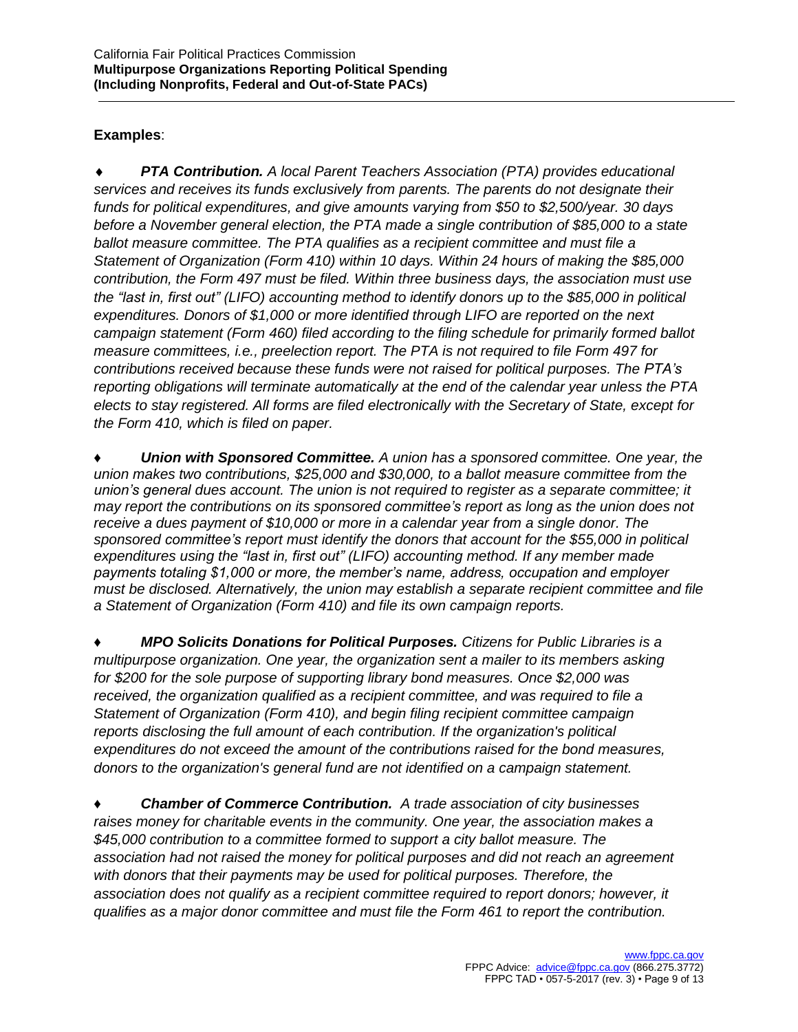**Examples**:

- ***PTA Contribution.*** *A local Parent Teachers Association (PTA) provides educational services and receives its funds exclusively from parents. The parents do not designate their funds for political expenditures, and give amounts varying from $50 to $2,500/year. 30 days before a November general election, the PTA made a single contribution of $85,000 to a state ballot measure committee. The PTA qualifies as a recipient committee and must file a Statement of Organization (Form 410) within 10 days. Within 24 hours of making the $85,000 contribution, the Form 497 must be filed. Within three business days, the association must use the "last in, first out" (LIFO) accounting method to identify donors up to the $85,000 in political expenditures. Donors of $1,000 or more identified through LIFO are reported on the next campaign statement (Form 460) filed according to the filing schedule for primarily formed ballot measure committees, i.e., preelection report. The PTA is not required to file Form 497 for contributions received because these funds were not raised for political purposes. The PTA's reporting obligations will terminate automatically at the end of the calendar year unless the PTA elects to stay registered. All forms are filed electronically with the Secretary of State, except for the Form 410, which is filed on paper.*

- ***Union with Sponsored Committee.*** *A union has a sponsored committee. One year, the union makes two contributions, $25,000 and $30,000, to a ballot measure committee from the union's general dues account. The union is not required to register as a separate committee; it may report the contributions on its sponsored committee's report as long as the union does not receive a dues payment of $10,000 or more in a calendar year from a single donor. The sponsored committee's report must identify the donors that account for the $55,000 in political expenditures using the "last in, first out" (LIFO) accounting method. If any member made payments totaling $1,000 or more, the member's name, address, occupation and employer must be disclosed. Alternatively, the union may establish a separate recipient committee and file a Statement of Organization (Form 410) and file its own campaign reports.*

- ***MPO Solicits Donations for Political Purposes.*** *Citizens for Public Libraries is a multipurpose organization. One year, the organization sent a mailer to its members asking for $200 for the sole purpose of supporting library bond measures. Once $2,000 was received, the organization qualified as a recipient committee, and was required to file a Statement of Organization (Form 410), and begin filing recipient committee campaign reports disclosing the full amount of each contribution. If the organization's political expenditures do not exceed the amount of the contributions raised for the bond measures, donors to the organization's general fund are not identified on a campaign statement.*

- ***Chamber of Commerce Contribution.*** *A trade association of city businesses raises money for charitable events in the community. One year, the association makes a $45,000 contribution to a committee formed to support a city ballot measure. The association had not raised the money for political purposes and did not reach an agreement with donors that their payments may be used for political purposes. Therefore, the association does not qualify as a recipient committee required to report donors; however, it qualifies as a major donor committee and must file the Form 461 to report the contribution.*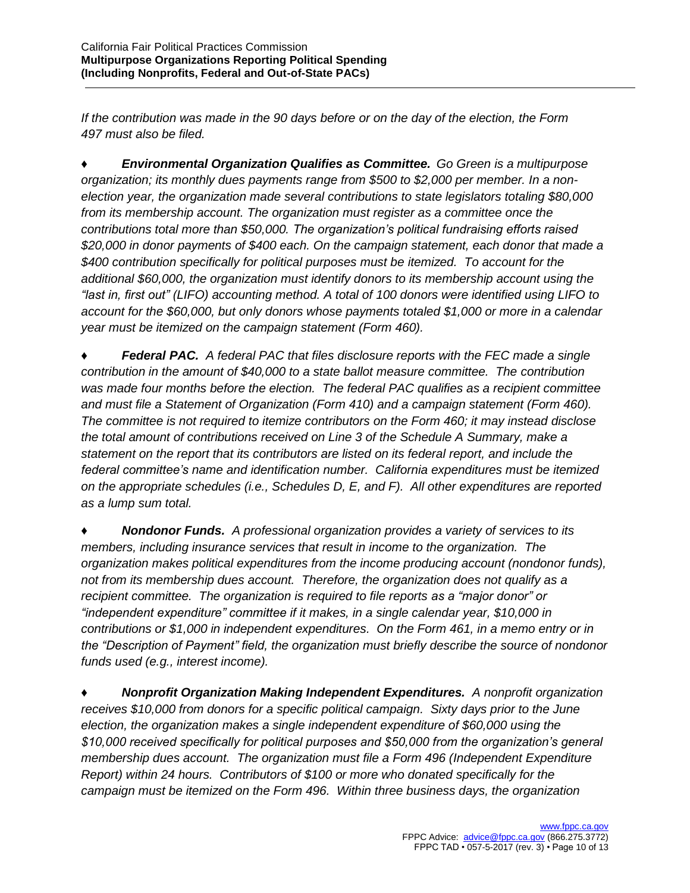*If the contribution was made in the 90 days before or on the day of the election, the Form 497 must also be filed.*

♦ ***Environmental Organization Qualifies as Committee.*** *Go Green is a multipurpose organization; its monthly dues payments range from $500 to $2,000 per member. In a non-election year, the organization made several contributions to state legislators totaling $80,000 from its membership account. The organization must register as a committee once the contributions total more than $50,000. The organization's political fundraising efforts raised $20,000 in donor payments of $400 each. On the campaign statement, each donor that made a $400 contribution specifically for political purposes must be itemized. To account for the additional $60,000, the organization must identify donors to its membership account using the "last in, first out" (LIFO) accounting method. A total of 100 donors were identified using LIFO to account for the $60,000, but only donors whose payments totaled $1,000 or more in a calendar year must be itemized on the campaign statement (Form 460).*

♦ ***Federal PAC.*** *A federal PAC that files disclosure reports with the FEC made a single contribution in the amount of $40,000 to a state ballot measure committee. The contribution was made four months before the election. The federal PAC qualifies as a recipient committee and must file a Statement of Organization (Form 410) and a campaign statement (Form 460). The committee is not required to itemize contributors on the Form 460; it may instead disclose the total amount of contributions received on Line 3 of the Schedule A Summary, make a statement on the report that its contributors are listed on its federal report, and include the federal committee's name and identification number. California expenditures must be itemized on the appropriate schedules (i.e., Schedules D, E, and F). All other expenditures are reported as a lump sum total.*

♦ ***Nondonor Funds.*** *A professional organization provides a variety of services to its members, including insurance services that result in income to the organization. The organization makes political expenditures from the income producing account (nondonor funds), not from its membership dues account. Therefore, the organization does not qualify as a recipient committee. The organization is required to file reports as a "major donor" or "independent expenditure" committee if it makes, in a single calendar year, $10,000 in contributions or $1,000 in independent expenditures. On the Form 461, in a memo entry or in the "Description of Payment" field, the organization must briefly describe the source of nondonor funds used (e.g., interest income).*

♦ ***Nonprofit Organization Making Independent Expenditures.*** *A nonprofit organization receives $10,000 from donors for a specific political campaign. Sixty days prior to the June election, the organization makes a single independent expenditure of $60,000 using the $10,000 received specifically for political purposes and $50,000 from the organization's general membership dues account. The organization must file a Form 496 (Independent Expenditure Report) within 24 hours. Contributors of $100 or more who donated specifically for the campaign must be itemized on the Form 496. Within three business days, the organization*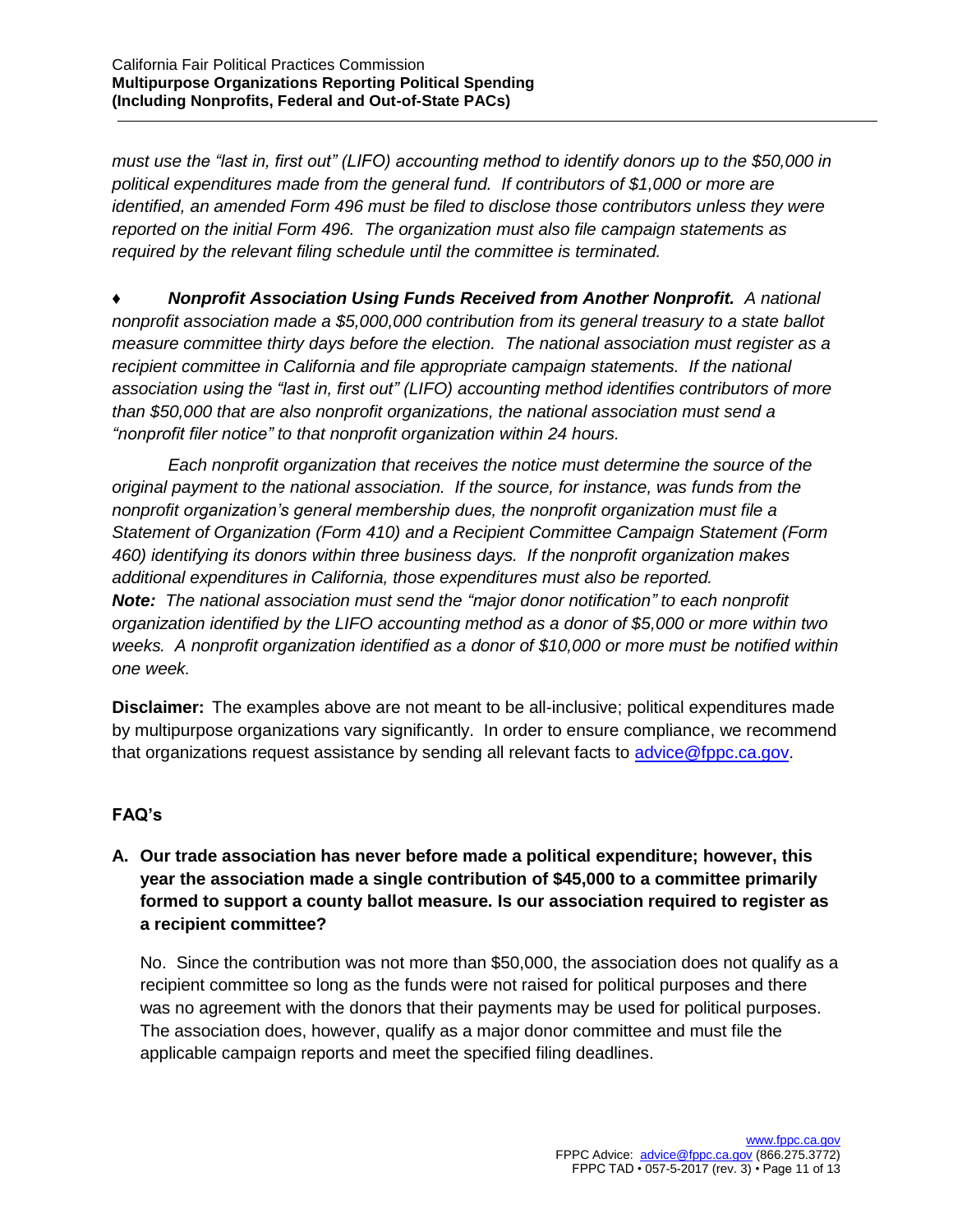*must use the "last in, first out" (LIFO) accounting method to identify donors up to the $50,000 in political expenditures made from the general fund. If contributors of $1,000 or more are identified, an amended Form 496 must be filed to disclose those contributors unless they were reported on the initial Form 496. The organization must also file campaign statements as required by the relevant filing schedule until the committee is terminated.*

♦ ***Nonprofit Association Using Funds Received from Another Nonprofit.*** *A national nonprofit association made a $5,000,000 contribution from its general treasury to a state ballot measure committee thirty days before the election. The national association must register as a recipient committee in California and file appropriate campaign statements. If the national association using the "last in, first out" (LIFO) accounting method identifies contributors of more than $50,000 that are also nonprofit organizations, the national association must send a "nonprofit filer notice" to that nonprofit organization within 24 hours.*

*Each nonprofit organization that receives the notice must determine the source of the original payment to the national association. If the source, for instance, was funds from the nonprofit organization's general membership dues, the nonprofit organization must file a Statement of Organization (Form 410) and a Recipient Committee Campaign Statement (Form 460) identifying its donors within three business days. If the nonprofit organization makes additional expenditures in California, those expenditures must also be reported.*
***Note:*** *The national association must send the "major donor notification" to each nonprofit organization identified by the LIFO accounting method as a donor of $5,000 or more within two weeks. A nonprofit organization identified as a donor of $10,000 or more must be notified within one week.*

**Disclaimer:** The examples above are not meant to be all-inclusive; political expenditures made by multipurpose organizations vary significantly. In order to ensure compliance, we recommend that organizations request assistance by sending all relevant facts to advice@fppc.ca.gov.

## FAQ's

**A. Our trade association has never before made a political expenditure; however, this year the association made a single contribution of $45,000 to a committee primarily formed to support a county ballot measure. Is our association required to register as a recipient committee?**

No. Since the contribution was not more than $50,000, the association does not qualify as a recipient committee so long as the funds were not raised for political purposes and there was no agreement with the donors that their payments may be used for political purposes. The association does, however, qualify as a major donor committee and must file the applicable campaign reports and meet the specified filing deadlines.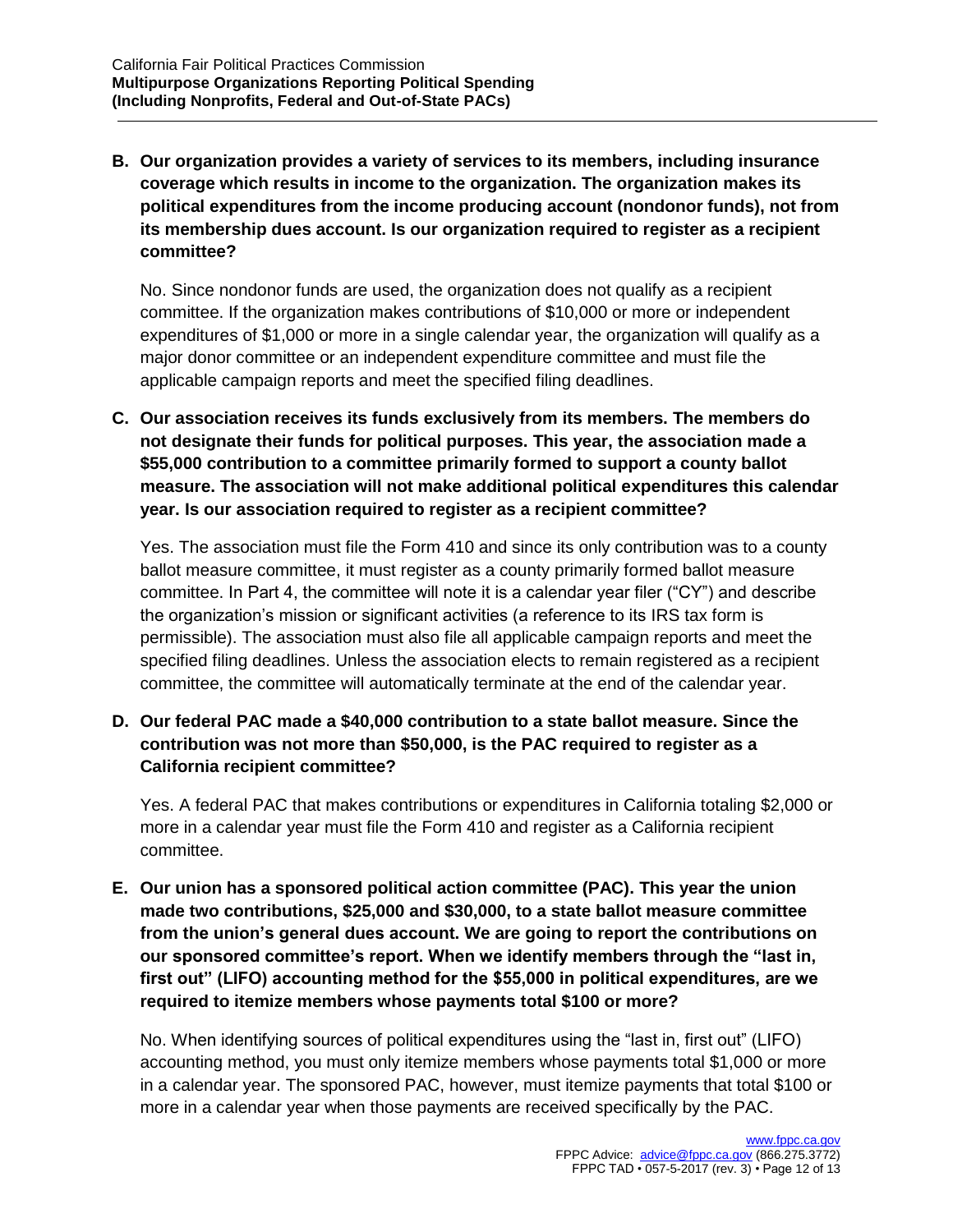**B. Our organization provides a variety of services to its members, including insurance coverage which results in income to the organization. The organization makes its political expenditures from the income producing account (nondonor funds), not from its membership dues account. Is our organization required to register as a recipient committee?**

No. Since nondonor funds are used, the organization does not qualify as a recipient committee. If the organization makes contributions of $10,000 or more or independent expenditures of $1,000 or more in a single calendar year, the organization will qualify as a major donor committee or an independent expenditure committee and must file the applicable campaign reports and meet the specified filing deadlines.

**C. Our association receives its funds exclusively from its members. The members do not designate their funds for political purposes. This year, the association made a $55,000 contribution to a committee primarily formed to support a county ballot measure. The association will not make additional political expenditures this calendar year. Is our association required to register as a recipient committee?**

Yes. The association must file the Form 410 and since its only contribution was to a county ballot measure committee, it must register as a county primarily formed ballot measure committee. In Part 4, the committee will note it is a calendar year filer ("CY") and describe the organization's mission or significant activities (a reference to its IRS tax form is permissible). The association must also file all applicable campaign reports and meet the specified filing deadlines. Unless the association elects to remain registered as a recipient committee, the committee will automatically terminate at the end of the calendar year.

**D. Our federal PAC made a $40,000 contribution to a state ballot measure. Since the contribution was not more than $50,000, is the PAC required to register as a California recipient committee?**

Yes. A federal PAC that makes contributions or expenditures in California totaling $2,000 or more in a calendar year must file the Form 410 and register as a California recipient committee.

**E. Our union has a sponsored political action committee (PAC). This year the union made two contributions, $25,000 and $30,000, to a state ballot measure committee from the union's general dues account. We are going to report the contributions on our sponsored committee's report. When we identify members through the "last in, first out" (LIFO) accounting method for the $55,000 in political expenditures, are we required to itemize members whose payments total $100 or more?**

No. When identifying sources of political expenditures using the "last in, first out" (LIFO) accounting method, you must only itemize members whose payments total $1,000 or more in a calendar year. The sponsored PAC, however, must itemize payments that total $100 or more in a calendar year when those payments are received specifically by the PAC.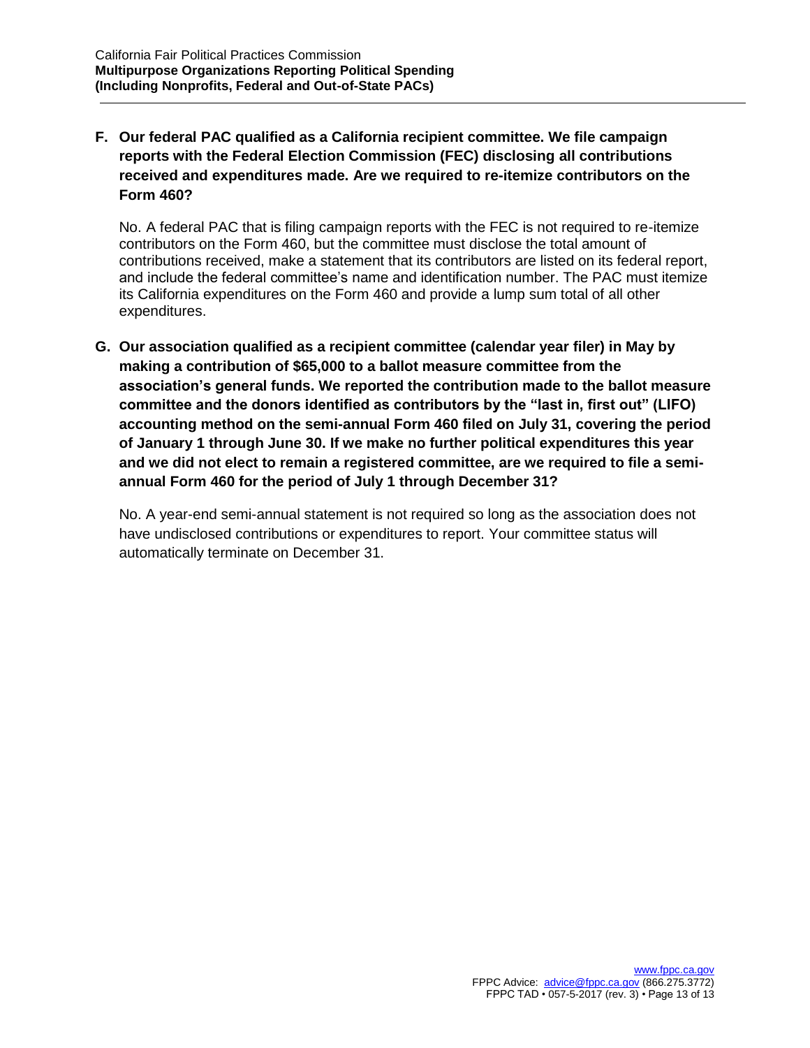**F. Our federal PAC qualified as a California recipient committee. We file campaign reports with the Federal Election Commission (FEC) disclosing all contributions received and expenditures made. Are we required to re-itemize contributors on the Form 460?**

No. A federal PAC that is filing campaign reports with the FEC is not required to re-itemize contributors on the Form 460, but the committee must disclose the total amount of contributions received, make a statement that its contributors are listed on its federal report, and include the federal committee's name and identification number. The PAC must itemize its California expenditures on the Form 460 and provide a lump sum total of all other expenditures.

**G. Our association qualified as a recipient committee (calendar year filer) in May by making a contribution of $65,000 to a ballot measure committee from the association's general funds. We reported the contribution made to the ballot measure committee and the donors identified as contributors by the "last in, first out" (LIFO) accounting method on the semi-annual Form 460 filed on July 31, covering the period of January 1 through June 30. If we make no further political expenditures this year and we did not elect to remain a registered committee, are we required to file a semi-annual Form 460 for the period of July 1 through December 31?**

No. A year-end semi-annual statement is not required so long as the association does not have undisclosed contributions or expenditures to report. Your committee status will automatically terminate on December 31.